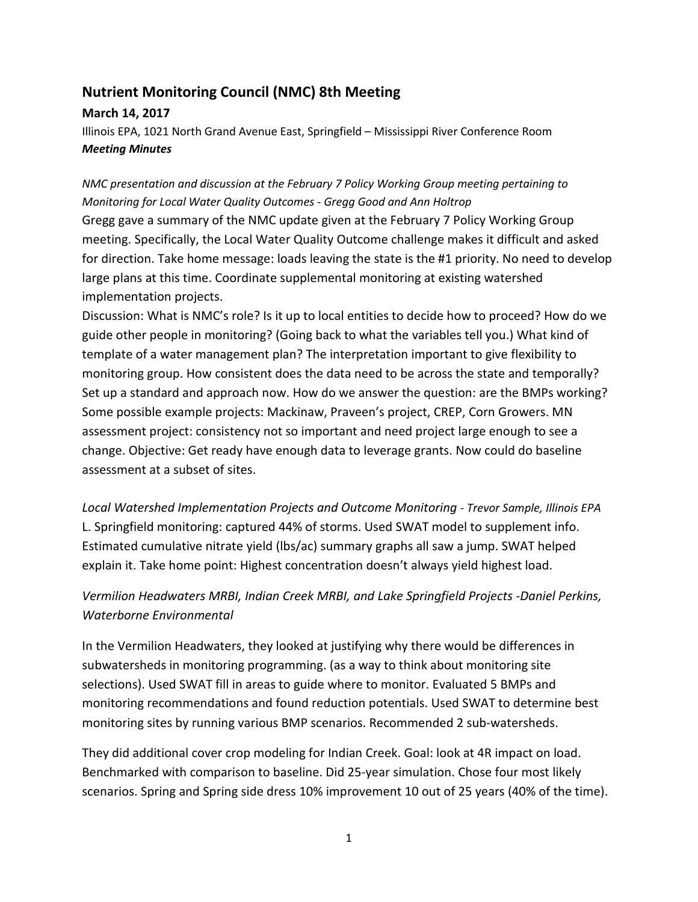## Nutrient Monitoring Council (NMC) 8th Meeting

**March 14, 2017**

Illinois EPA, 1021 North Grand Avenue East, Springfield – Mississippi River Conference Room

***Meeting Minutes***

*NMC presentation and discussion at the February 7 Policy Working Group meeting pertaining to Monitoring for Local Water Quality Outcomes - Gregg Good and Ann Holtrop*

Gregg gave a summary of the NMC update given at the February 7 Policy Working Group meeting. Specifically, the Local Water Quality Outcome challenge makes it difficult and asked for direction. Take home message: loads leaving the state is the #1 priority. No need to develop large plans at this time. Coordinate supplemental monitoring at existing watershed implementation projects.

Discussion: What is NMC's role? Is it up to local entities to decide how to proceed? How do we guide other people in monitoring? (Going back to what the variables tell you.) What kind of template of a water management plan? The interpretation important to give flexibility to monitoring group. How consistent does the data need to be across the state and temporally? Set up a standard and approach now. How do we answer the question: are the BMPs working? Some possible example projects: Mackinaw, Praveen's project, CREP, Corn Growers. MN assessment project: consistency not so important and need project large enough to see a change. Objective: Get ready have enough data to leverage grants. Now could do baseline assessment at a subset of sites.

*Local Watershed Implementation Projects and Outcome Monitoring - Trevor Sample, Illinois EPA*

L. Springfield monitoring: captured 44% of storms. Used SWAT model to supplement info. Estimated cumulative nitrate yield (lbs/ac) summary graphs all saw a jump. SWAT helped explain it. Take home point: Highest concentration doesn't always yield highest load.

*Vermilion Headwaters MRBI, Indian Creek MRBI, and Lake Springfield Projects -Daniel Perkins, Waterborne Environmental*

In the Vermilion Headwaters, they looked at justifying why there would be differences in subwatersheds in monitoring programming. (as a way to think about monitoring site selections). Used SWAT fill in areas to guide where to monitor. Evaluated 5 BMPs and monitoring recommendations and found reduction potentials. Used SWAT to determine best monitoring sites by running various BMP scenarios. Recommended 2 sub-watersheds.

They did additional cover crop modeling for Indian Creek. Goal: look at 4R impact on load. Benchmarked with comparison to baseline. Did 25-year simulation. Chose four most likely scenarios. Spring and Spring side dress 10% improvement 10 out of 25 years (40% of the time).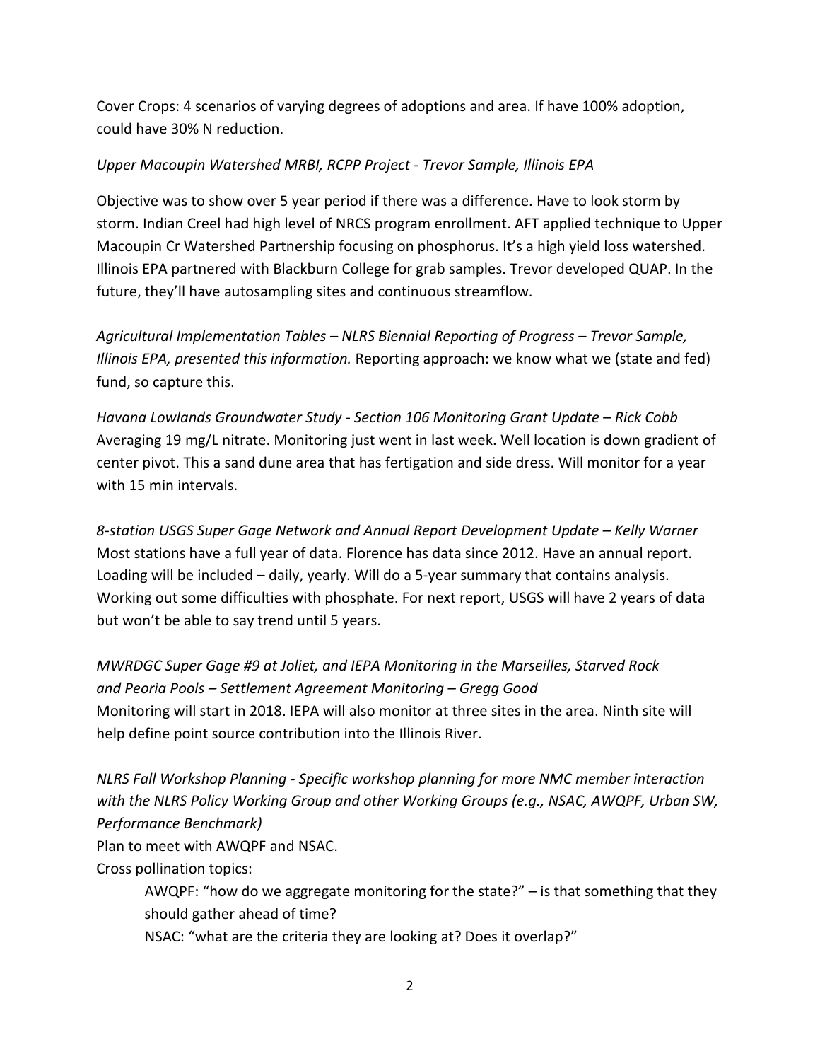Cover Crops: 4 scenarios of varying degrees of adoptions and area. If have 100% adoption, could have 30% N reduction.

*Upper Macoupin Watershed MRBI, RCPP Project - Trevor Sample, Illinois EPA*

Objective was to show over 5 year period if there was a difference. Have to look storm by storm. Indian Creel had high level of NRCS program enrollment. AFT applied technique to Upper Macoupin Cr Watershed Partnership focusing on phosphorus. It's a high yield loss watershed. Illinois EPA partnered with Blackburn College for grab samples. Trevor developed QUAP. In the future, they'll have autosampling sites and continuous streamflow.

*Agricultural Implementation Tables – NLRS Biennial Reporting of Progress – Trevor Sample, Illinois EPA, presented this information.* Reporting approach: we know what we (state and fed) fund, so capture this.

*Havana Lowlands Groundwater Study - Section 106 Monitoring Grant Update – Rick Cobb*
Averaging 19 mg/L nitrate. Monitoring just went in last week. Well location is down gradient of center pivot. This a sand dune area that has fertigation and side dress. Will monitor for a year with 15 min intervals.

*8-station USGS Super Gage Network and Annual Report Development Update – Kelly Warner*
Most stations have a full year of data. Florence has data since 2012. Have an annual report. Loading will be included – daily, yearly. Will do a 5-year summary that contains analysis. Working out some difficulties with phosphate. For next report, USGS will have 2 years of data but won't be able to say trend until 5 years.

*MWRDGC Super Gage #9 at Joliet, and IEPA Monitoring in the Marseilles, Starved Rock and Peoria Pools – Settlement Agreement Monitoring – Gregg Good*
Monitoring will start in 2018. IEPA will also monitor at three sites in the area. Ninth site will help define point source contribution into the Illinois River.

*NLRS Fall Workshop Planning - Specific workshop planning for more NMC member interaction with the NLRS Policy Working Group and other Working Groups (e.g., NSAC, AWQPF, Urban SW, Performance Benchmark)*
Plan to meet with AWQPF and NSAC.
Cross pollination topics:

> AWQPF: "how do we aggregate monitoring for the state?" – is that something that they should gather ahead of time?
>
> NSAC: "what are the criteria they are looking at? Does it overlap?"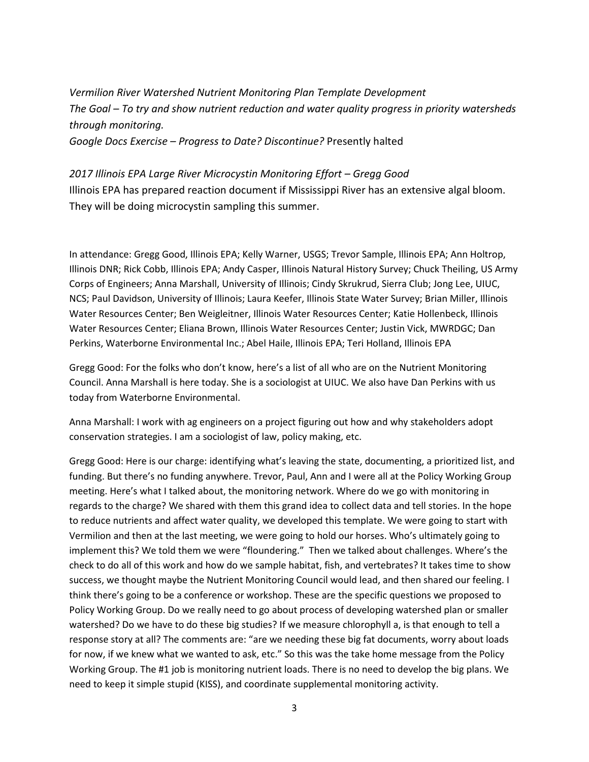*Vermilion River Watershed Nutrient Monitoring Plan Template Development*
*The Goal – To try and show nutrient reduction and water quality progress in priority watersheds through monitoring.*
*Google Docs Exercise – Progress to Date? Discontinue?* Presently halted

*2017 Illinois EPA Large River Microcystin Monitoring Effort – Gregg Good*
Illinois EPA has prepared reaction document if Mississippi River has an extensive algal bloom. They will be doing microcystin sampling this summer.

In attendance: Gregg Good, Illinois EPA; Kelly Warner, USGS; Trevor Sample, Illinois EPA; Ann Holtrop, Illinois DNR; Rick Cobb, Illinois EPA; Andy Casper, Illinois Natural History Survey; Chuck Theiling, US Army Corps of Engineers; Anna Marshall, University of Illinois; Cindy Skrukrud, Sierra Club; Jong Lee, UIUC, NCS; Paul Davidson, University of Illinois; Laura Keefer, Illinois State Water Survey; Brian Miller, Illinois Water Resources Center; Ben Weigleitner, Illinois Water Resources Center; Katie Hollenbeck, Illinois Water Resources Center; Eliana Brown, Illinois Water Resources Center; Justin Vick, MWRDGC; Dan Perkins, Waterborne Environmental Inc.; Abel Haile, Illinois EPA; Teri Holland, Illinois EPA

Gregg Good: For the folks who don't know, here's a list of all who are on the Nutrient Monitoring Council. Anna Marshall is here today. She is a sociologist at UIUC. We also have Dan Perkins with us today from Waterborne Environmental.

Anna Marshall: I work with ag engineers on a project figuring out how and why stakeholders adopt conservation strategies. I am a sociologist of law, policy making, etc.

Gregg Good: Here is our charge: identifying what's leaving the state, documenting, a prioritized list, and funding. But there's no funding anywhere. Trevor, Paul, Ann and I were all at the Policy Working Group meeting. Here's what I talked about, the monitoring network. Where do we go with monitoring in regards to the charge? We shared with them this grand idea to collect data and tell stories. In the hope to reduce nutrients and affect water quality, we developed this template. We were going to start with Vermilion and then at the last meeting, we were going to hold our horses. Who's ultimately going to implement this? We told them we were "floundering." Then we talked about challenges. Where's the check to do all of this work and how do we sample habitat, fish, and vertebrates? It takes time to show success, we thought maybe the Nutrient Monitoring Council would lead, and then shared our feeling. I think there's going to be a conference or workshop. These are the specific questions we proposed to Policy Working Group. Do we really need to go about process of developing watershed plan or smaller watershed? Do we have to do these big studies? If we measure chlorophyll a, is that enough to tell a response story at all? The comments are: "are we needing these big fat documents, worry about loads for now, if we knew what we wanted to ask, etc." So this was the take home message from the Policy Working Group. The #1 job is monitoring nutrient loads. There is no need to develop the big plans. We need to keep it simple stupid (KISS), and coordinate supplemental monitoring activity.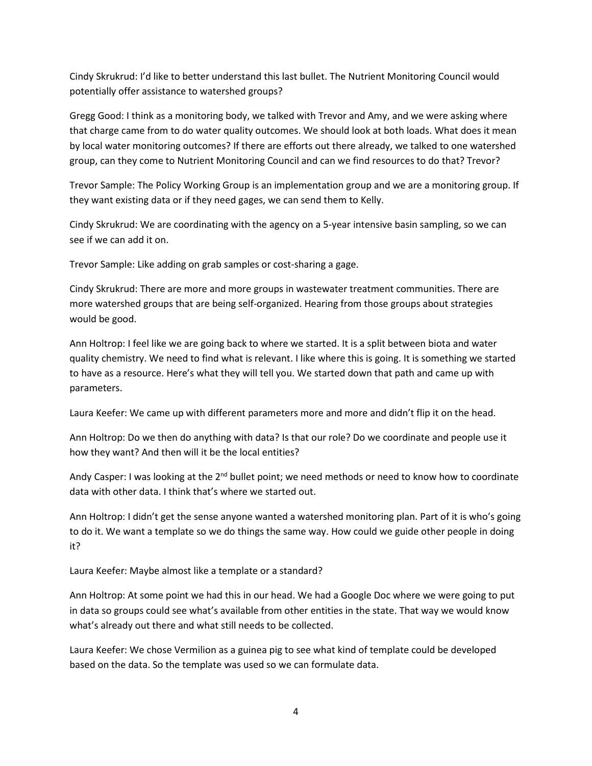Cindy Skrukrud: I'd like to better understand this last bullet. The Nutrient Monitoring Council would potentially offer assistance to watershed groups?

Gregg Good: I think as a monitoring body, we talked with Trevor and Amy, and we were asking where that charge came from to do water quality outcomes. We should look at both loads. What does it mean by local water monitoring outcomes? If there are efforts out there already, we talked to one watershed group, can they come to Nutrient Monitoring Council and can we find resources to do that? Trevor?

Trevor Sample: The Policy Working Group is an implementation group and we are a monitoring group. If they want existing data or if they need gages, we can send them to Kelly.

Cindy Skrukrud: We are coordinating with the agency on a 5-year intensive basin sampling, so we can see if we can add it on.

Trevor Sample: Like adding on grab samples or cost-sharing a gage.

Cindy Skrukrud: There are more and more groups in wastewater treatment communities. There are more watershed groups that are being self-organized. Hearing from those groups about strategies would be good.

Ann Holtrop: I feel like we are going back to where we started. It is a split between biota and water quality chemistry. We need to find what is relevant. I like where this is going. It is something we started to have as a resource. Here's what they will tell you. We started down that path and came up with parameters.

Laura Keefer: We came up with different parameters more and more and didn't flip it on the head.

Ann Holtrop: Do we then do anything with data? Is that our role? Do we coordinate and people use it how they want? And then will it be the local entities?

Andy Casper: I was looking at the 2nd bullet point; we need methods or need to know how to coordinate data with other data. I think that's where we started out.

Ann Holtrop: I didn't get the sense anyone wanted a watershed monitoring plan. Part of it is who's going to do it. We want a template so we do things the same way. How could we guide other people in doing it?

Laura Keefer: Maybe almost like a template or a standard?

Ann Holtrop: At some point we had this in our head. We had a Google Doc where we were going to put in data so groups could see what's available from other entities in the state. That way we would know what's already out there and what still needs to be collected.

Laura Keefer: We chose Vermilion as a guinea pig to see what kind of template could be developed based on the data. So the template was used so we can formulate data.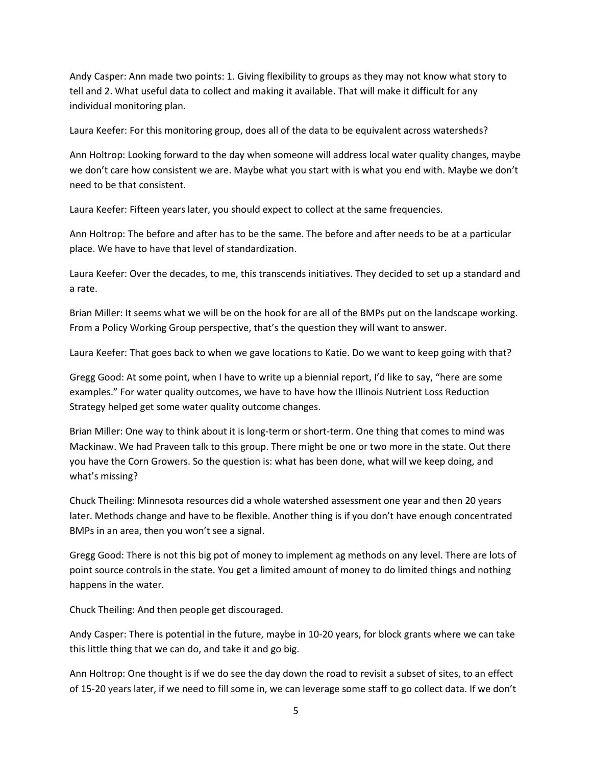Andy Casper: Ann made two points: 1. Giving flexibility to groups as they may not know what story to tell and 2. What useful data to collect and making it available. That will make it difficult for any individual monitoring plan.

Laura Keefer: For this monitoring group, does all of the data to be equivalent across watersheds?

Ann Holtrop: Looking forward to the day when someone will address local water quality changes, maybe we don't care how consistent we are. Maybe what you start with is what you end with. Maybe we don't need to be that consistent.

Laura Keefer: Fifteen years later, you should expect to collect at the same frequencies.

Ann Holtrop: The before and after has to be the same. The before and after needs to be at a particular place. We have to have that level of standardization.

Laura Keefer: Over the decades, to me, this transcends initiatives. They decided to set up a standard and a rate.

Brian Miller: It seems what we will be on the hook for are all of the BMPs put on the landscape working. From a Policy Working Group perspective, that's the question they will want to answer.

Laura Keefer: That goes back to when we gave locations to Katie. Do we want to keep going with that?

Gregg Good: At some point, when I have to write up a biennial report, I'd like to say, "here are some examples." For water quality outcomes, we have to have how the Illinois Nutrient Loss Reduction Strategy helped get some water quality outcome changes.

Brian Miller: One way to think about it is long-term or short-term. One thing that comes to mind was Mackinaw. We had Praveen talk to this group. There might be one or two more in the state. Out there you have the Corn Growers. So the question is: what has been done, what will we keep doing, and what's missing?

Chuck Theiling: Minnesota resources did a whole watershed assessment one year and then 20 years later. Methods change and have to be flexible. Another thing is if you don't have enough concentrated BMPs in an area, then you won't see a signal.

Gregg Good: There is not this big pot of money to implement ag methods on any level. There are lots of point source controls in the state. You get a limited amount of money to do limited things and nothing happens in the water.

Chuck Theiling: And then people get discouraged.

Andy Casper: There is potential in the future, maybe in 10-20 years, for block grants where we can take this little thing that we can do, and take it and go big.

Ann Holtrop: One thought is if we do see the day down the road to revisit a subset of sites, to an effect of 15-20 years later, if we need to fill some in, we can leverage some staff to go collect data. If we don't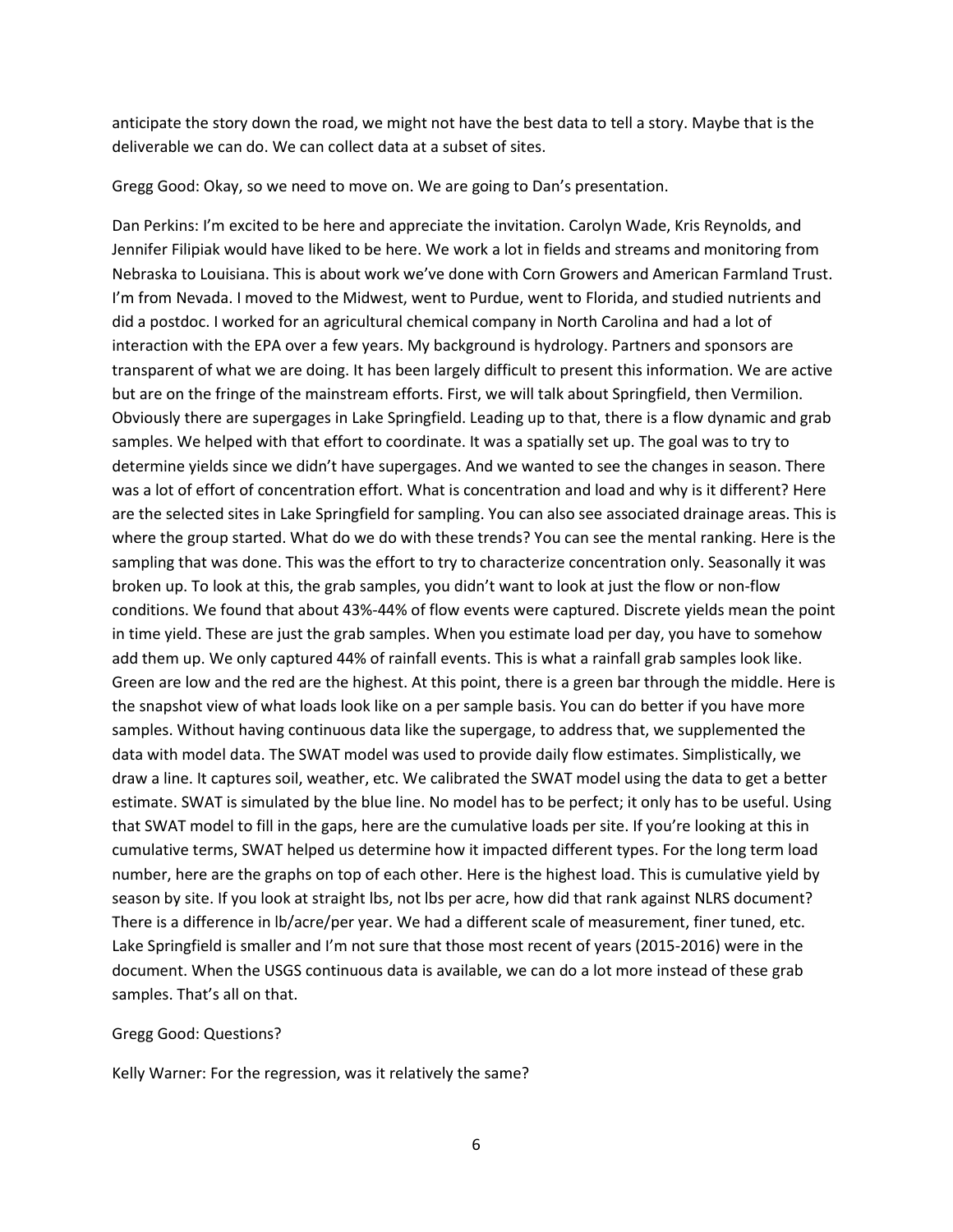anticipate the story down the road, we might not have the best data to tell a story. Maybe that is the deliverable we can do. We can collect data at a subset of sites.

Gregg Good: Okay, so we need to move on. We are going to Dan's presentation.

Dan Perkins: I'm excited to be here and appreciate the invitation. Carolyn Wade, Kris Reynolds, and Jennifer Filipiak would have liked to be here. We work a lot in fields and streams and monitoring from Nebraska to Louisiana. This is about work we've done with Corn Growers and American Farmland Trust. I'm from Nevada. I moved to the Midwest, went to Purdue, went to Florida, and studied nutrients and did a postdoc. I worked for an agricultural chemical company in North Carolina and had a lot of interaction with the EPA over a few years. My background is hydrology. Partners and sponsors are transparent of what we are doing. It has been largely difficult to present this information. We are active but are on the fringe of the mainstream efforts. First, we will talk about Springfield, then Vermilion. Obviously there are supergages in Lake Springfield. Leading up to that, there is a flow dynamic and grab samples. We helped with that effort to coordinate. It was a spatially set up. The goal was to try to determine yields since we didn't have supergages. And we wanted to see the changes in season. There was a lot of effort of concentration effort. What is concentration and load and why is it different? Here are the selected sites in Lake Springfield for sampling. You can also see associated drainage areas. This is where the group started. What do we do with these trends? You can see the mental ranking. Here is the sampling that was done. This was the effort to try to characterize concentration only. Seasonally it was broken up. To look at this, the grab samples, you didn't want to look at just the flow or non-flow conditions. We found that about 43%-44% of flow events were captured. Discrete yields mean the point in time yield. These are just the grab samples. When you estimate load per day, you have to somehow add them up. We only captured 44% of rainfall events. This is what a rainfall grab samples look like. Green are low and the red are the highest. At this point, there is a green bar through the middle. Here is the snapshot view of what loads look like on a per sample basis. You can do better if you have more samples. Without having continuous data like the supergage, to address that, we supplemented the data with model data. The SWAT model was used to provide daily flow estimates. Simplistically, we draw a line. It captures soil, weather, etc. We calibrated the SWAT model using the data to get a better estimate. SWAT is simulated by the blue line. No model has to be perfect; it only has to be useful. Using that SWAT model to fill in the gaps, here are the cumulative loads per site. If you're looking at this in cumulative terms, SWAT helped us determine how it impacted different types. For the long term load number, here are the graphs on top of each other. Here is the highest load. This is cumulative yield by season by site. If you look at straight lbs, not lbs per acre, how did that rank against NLRS document? There is a difference in lb/acre/per year. We had a different scale of measurement, finer tuned, etc. Lake Springfield is smaller and I'm not sure that those most recent of years (2015-2016) were in the document. When the USGS continuous data is available, we can do a lot more instead of these grab samples. That's all on that.

Gregg Good: Questions?

Kelly Warner: For the regression, was it relatively the same?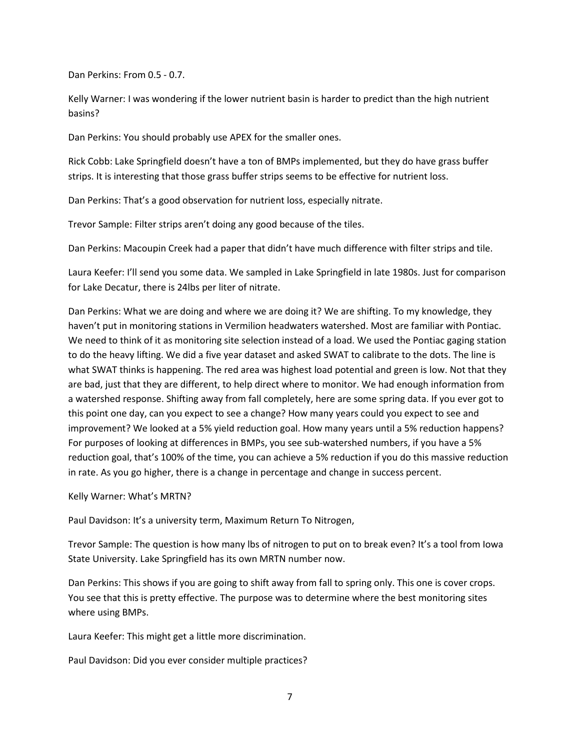Dan Perkins: From 0.5 - 0.7.

Kelly Warner: I was wondering if the lower nutrient basin is harder to predict than the high nutrient basins?

Dan Perkins: You should probably use APEX for the smaller ones.

Rick Cobb: Lake Springfield doesn't have a ton of BMPs implemented, but they do have grass buffer strips. It is interesting that those grass buffer strips seems to be effective for nutrient loss.

Dan Perkins: That's a good observation for nutrient loss, especially nitrate.

Trevor Sample: Filter strips aren't doing any good because of the tiles.

Dan Perkins: Macoupin Creek had a paper that didn't have much difference with filter strips and tile.

Laura Keefer: I'll send you some data. We sampled in Lake Springfield in late 1980s. Just for comparison for Lake Decatur, there is 24lbs per liter of nitrate.

Dan Perkins: What we are doing and where we are doing it? We are shifting. To my knowledge, they haven't put in monitoring stations in Vermilion headwaters watershed. Most are familiar with Pontiac. We need to think of it as monitoring site selection instead of a load. We used the Pontiac gaging station to do the heavy lifting. We did a five year dataset and asked SWAT to calibrate to the dots. The line is what SWAT thinks is happening. The red area was highest load potential and green is low. Not that they are bad, just that they are different, to help direct where to monitor. We had enough information from a watershed response. Shifting away from fall completely, here are some spring data. If you ever got to this point one day, can you expect to see a change? How many years could you expect to see and improvement? We looked at a 5% yield reduction goal. How many years until a 5% reduction happens? For purposes of looking at differences in BMPs, you see sub-watershed numbers, if you have a 5% reduction goal, that's 100% of the time, you can achieve a 5% reduction if you do this massive reduction in rate. As you go higher, there is a change in percentage and change in success percent.

Kelly Warner: What's MRTN?

Paul Davidson: It's a university term, Maximum Return To Nitrogen,

Trevor Sample: The question is how many lbs of nitrogen to put on to break even? It's a tool from Iowa State University. Lake Springfield has its own MRTN number now.

Dan Perkins: This shows if you are going to shift away from fall to spring only. This one is cover crops. You see that this is pretty effective. The purpose was to determine where the best monitoring sites where using BMPs.

Laura Keefer: This might get a little more discrimination.

Paul Davidson: Did you ever consider multiple practices?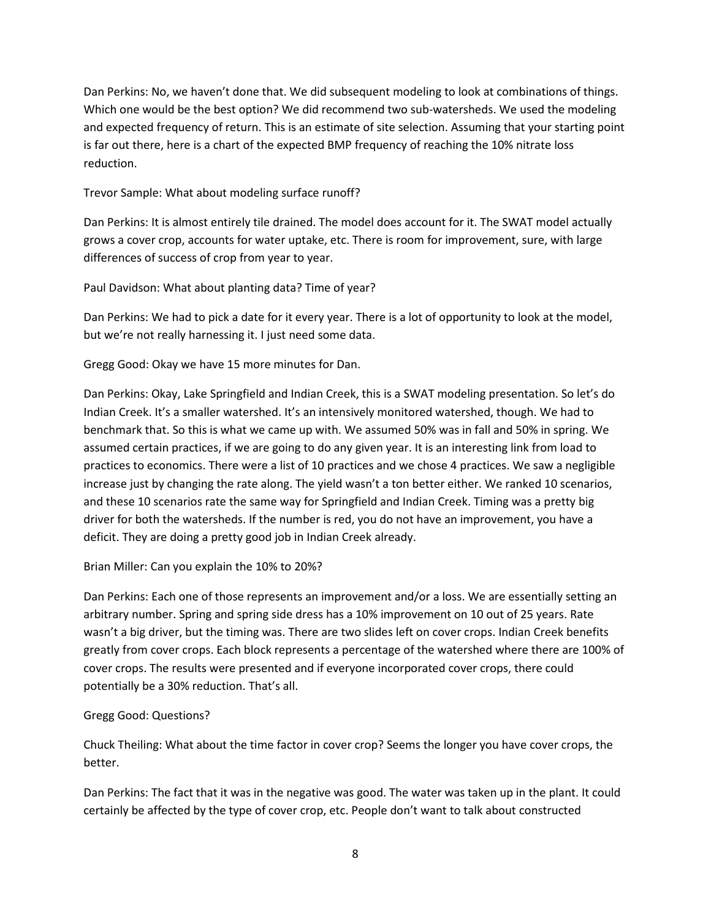Dan Perkins: No, we haven't done that. We did subsequent modeling to look at combinations of things. Which one would be the best option? We did recommend two sub-watersheds. We used the modeling and expected frequency of return. This is an estimate of site selection. Assuming that your starting point is far out there, here is a chart of the expected BMP frequency of reaching the 10% nitrate loss reduction.

Trevor Sample: What about modeling surface runoff?

Dan Perkins: It is almost entirely tile drained. The model does account for it. The SWAT model actually grows a cover crop, accounts for water uptake, etc. There is room for improvement, sure, with large differences of success of crop from year to year.

Paul Davidson: What about planting data? Time of year?

Dan Perkins: We had to pick a date for it every year. There is a lot of opportunity to look at the model, but we're not really harnessing it. I just need some data.

Gregg Good: Okay we have 15 more minutes for Dan.

Dan Perkins: Okay, Lake Springfield and Indian Creek, this is a SWAT modeling presentation. So let's do Indian Creek. It's a smaller watershed. It's an intensively monitored watershed, though. We had to benchmark that. So this is what we came up with. We assumed 50% was in fall and 50% in spring. We assumed certain practices, if we are going to do any given year. It is an interesting link from load to practices to economics. There were a list of 10 practices and we chose 4 practices. We saw a negligible increase just by changing the rate along. The yield wasn't a ton better either. We ranked 10 scenarios, and these 10 scenarios rate the same way for Springfield and Indian Creek. Timing was a pretty big driver for both the watersheds. If the number is red, you do not have an improvement, you have a deficit. They are doing a pretty good job in Indian Creek already.

Brian Miller: Can you explain the 10% to 20%?

Dan Perkins: Each one of those represents an improvement and/or a loss. We are essentially setting an arbitrary number. Spring and spring side dress has a 10% improvement on 10 out of 25 years. Rate wasn't a big driver, but the timing was. There are two slides left on cover crops. Indian Creek benefits greatly from cover crops. Each block represents a percentage of the watershed where there are 100% of cover crops. The results were presented and if everyone incorporated cover crops, there could potentially be a 30% reduction. That's all.

Gregg Good: Questions?

Chuck Theiling: What about the time factor in cover crop? Seems the longer you have cover crops, the better.

Dan Perkins: The fact that it was in the negative was good. The water was taken up in the plant. It could certainly be affected by the type of cover crop, etc. People don't want to talk about constructed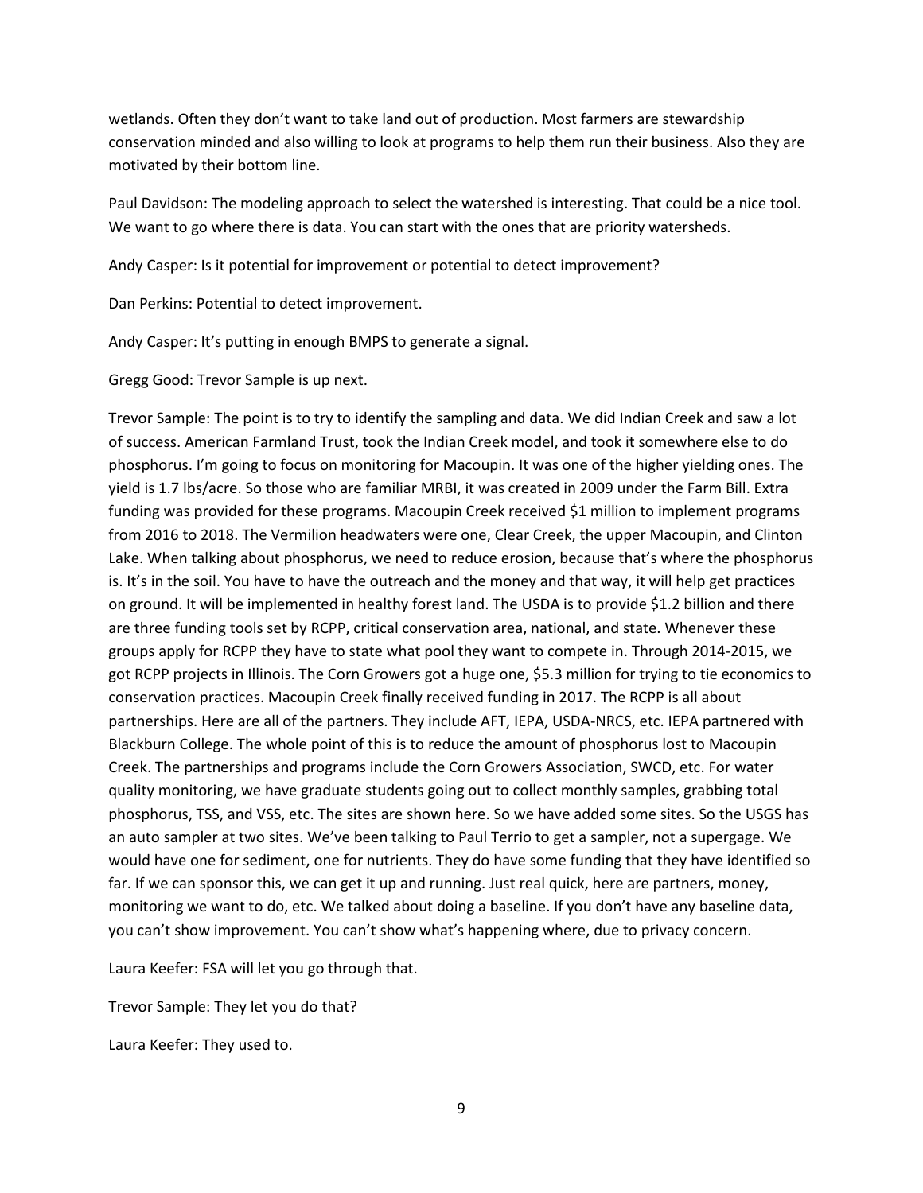wetlands. Often they don't want to take land out of production. Most farmers are stewardship conservation minded and also willing to look at programs to help them run their business. Also they are motivated by their bottom line.

Paul Davidson: The modeling approach to select the watershed is interesting. That could be a nice tool. We want to go where there is data. You can start with the ones that are priority watersheds.

Andy Casper: Is it potential for improvement or potential to detect improvement?

Dan Perkins: Potential to detect improvement.

Andy Casper: It's putting in enough BMPS to generate a signal.

Gregg Good: Trevor Sample is up next.

Trevor Sample: The point is to try to identify the sampling and data. We did Indian Creek and saw a lot of success. American Farmland Trust, took the Indian Creek model, and took it somewhere else to do phosphorus. I'm going to focus on monitoring for Macoupin. It was one of the higher yielding ones. The yield is 1.7 lbs/acre. So those who are familiar MRBI, it was created in 2009 under the Farm Bill. Extra funding was provided for these programs. Macoupin Creek received $1 million to implement programs from 2016 to 2018. The Vermilion headwaters were one, Clear Creek, the upper Macoupin, and Clinton Lake. When talking about phosphorus, we need to reduce erosion, because that's where the phosphorus is. It's in the soil. You have to have the outreach and the money and that way, it will help get practices on ground. It will be implemented in healthy forest land. The USDA is to provide $1.2 billion and there are three funding tools set by RCPP, critical conservation area, national, and state. Whenever these groups apply for RCPP they have to state what pool they want to compete in. Through 2014-2015, we got RCPP projects in Illinois. The Corn Growers got a huge one, $5.3 million for trying to tie economics to conservation practices. Macoupin Creek finally received funding in 2017. The RCPP is all about partnerships. Here are all of the partners. They include AFT, IEPA, USDA-NRCS, etc. IEPA partnered with Blackburn College. The whole point of this is to reduce the amount of phosphorus lost to Macoupin Creek. The partnerships and programs include the Corn Growers Association, SWCD, etc. For water quality monitoring, we have graduate students going out to collect monthly samples, grabbing total phosphorus, TSS, and VSS, etc. The sites are shown here. So we have added some sites. So the USGS has an auto sampler at two sites. We've been talking to Paul Terrio to get a sampler, not a supergage. We would have one for sediment, one for nutrients. They do have some funding that they have identified so far. If we can sponsor this, we can get it up and running. Just real quick, here are partners, money, monitoring we want to do, etc. We talked about doing a baseline. If you don't have any baseline data, you can't show improvement. You can't show what's happening where, due to privacy concern.

Laura Keefer: FSA will let you go through that.

Trevor Sample: They let you do that?

Laura Keefer: They used to.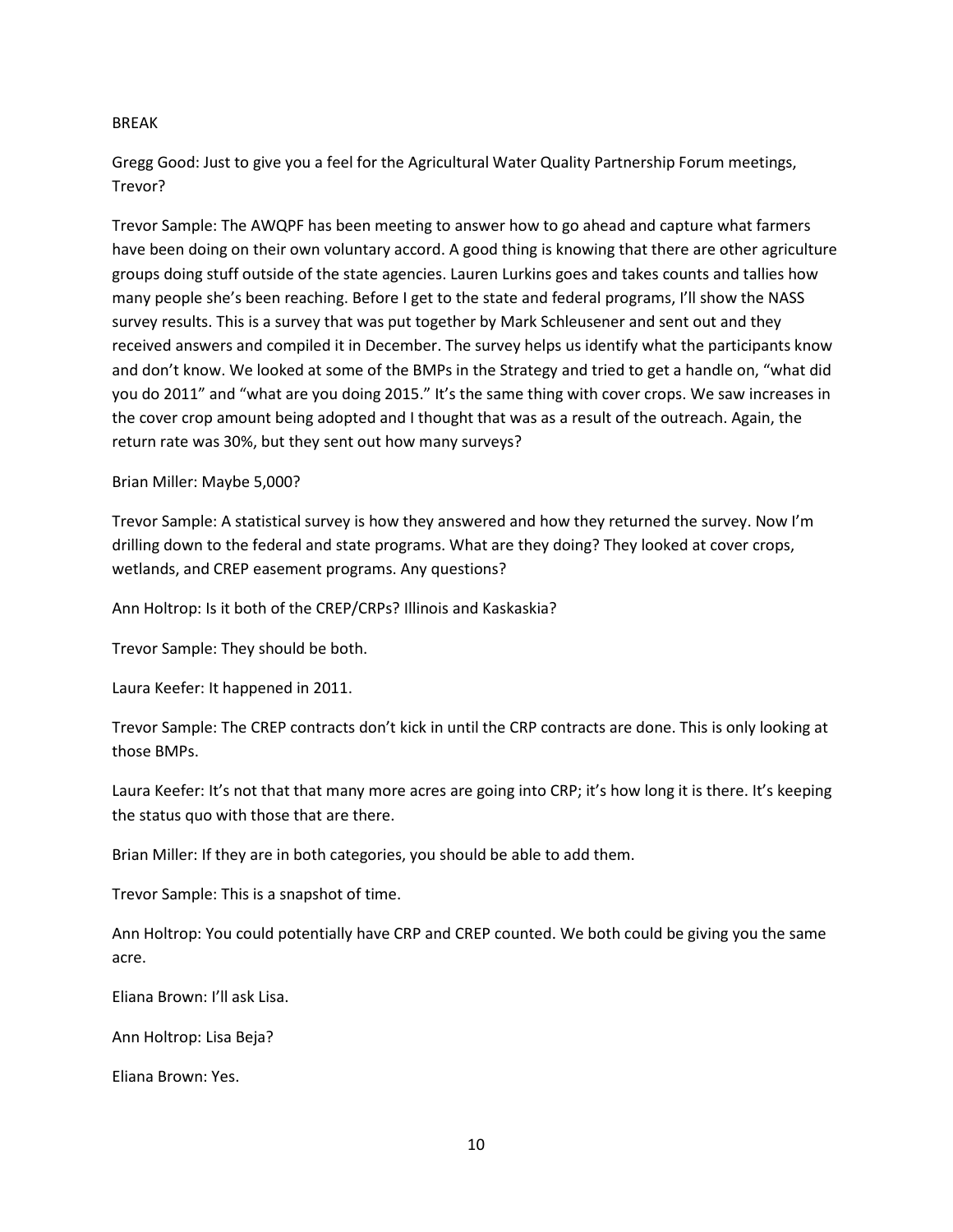BREAK

Gregg Good: Just to give you a feel for the Agricultural Water Quality Partnership Forum meetings, Trevor?

Trevor Sample: The AWQPF has been meeting to answer how to go ahead and capture what farmers have been doing on their own voluntary accord. A good thing is knowing that there are other agriculture groups doing stuff outside of the state agencies. Lauren Lurkins goes and takes counts and tallies how many people she's been reaching. Before I get to the state and federal programs, I'll show the NASS survey results. This is a survey that was put together by Mark Schleusener and sent out and they received answers and compiled it in December. The survey helps us identify what the participants know and don't know. We looked at some of the BMPs in the Strategy and tried to get a handle on, "what did you do 2011" and "what are you doing 2015." It's the same thing with cover crops. We saw increases in the cover crop amount being adopted and I thought that was as a result of the outreach. Again, the return rate was 30%, but they sent out how many surveys?

Brian Miller: Maybe 5,000?

Trevor Sample: A statistical survey is how they answered and how they returned the survey. Now I'm drilling down to the federal and state programs. What are they doing? They looked at cover crops, wetlands, and CREP easement programs. Any questions?

Ann Holtrop: Is it both of the CREP/CRPs? Illinois and Kaskaskia?

Trevor Sample: They should be both.

Laura Keefer: It happened in 2011.

Trevor Sample: The CREP contracts don't kick in until the CRP contracts are done. This is only looking at those BMPs.

Laura Keefer: It's not that that many more acres are going into CRP; it's how long it is there. It's keeping the status quo with those that are there.

Brian Miller: If they are in both categories, you should be able to add them.

Trevor Sample: This is a snapshot of time.

Ann Holtrop: You could potentially have CRP and CREP counted. We both could be giving you the same acre.

Eliana Brown: I'll ask Lisa.

Ann Holtrop: Lisa Beja?

Eliana Brown: Yes.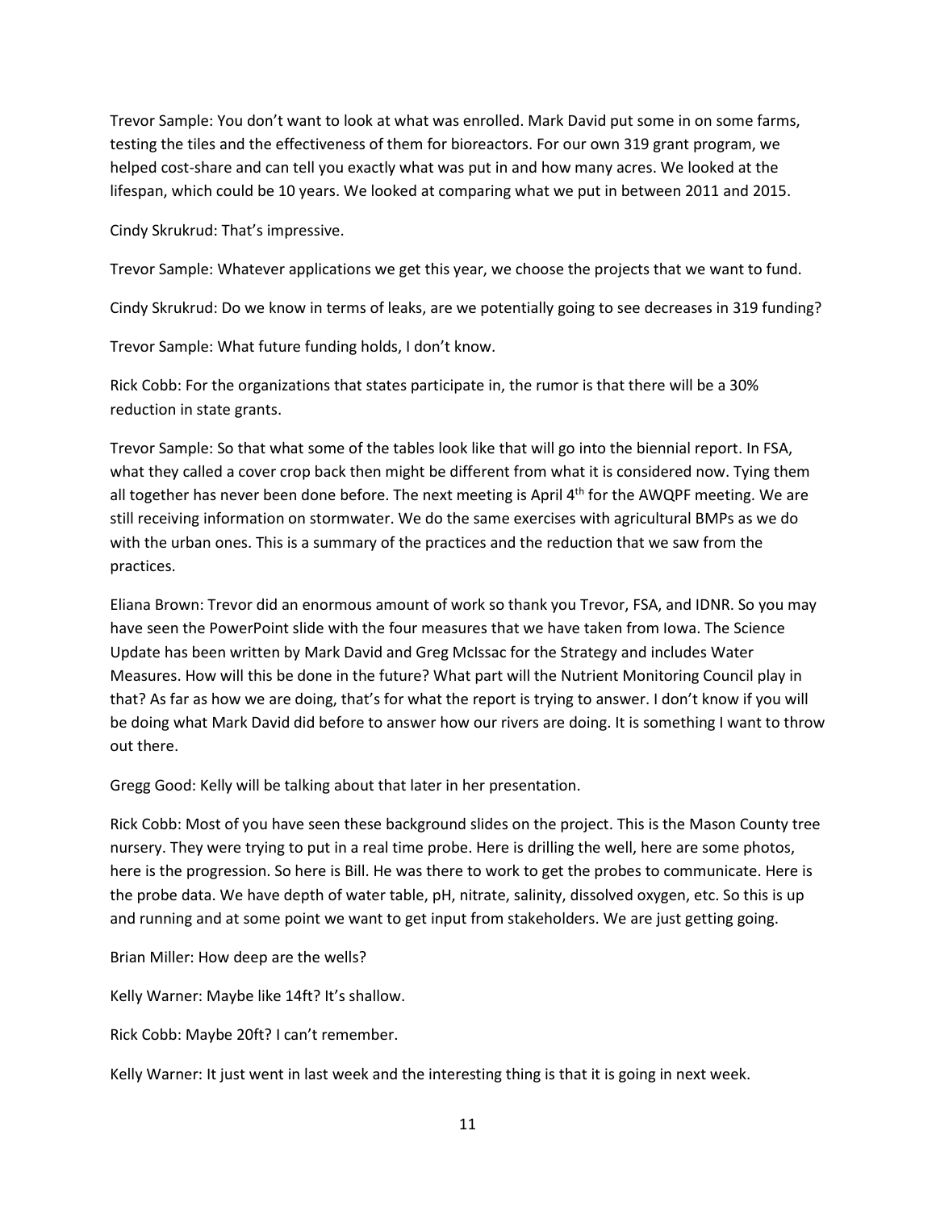Trevor Sample: You don't want to look at what was enrolled. Mark David put some in on some farms, testing the tiles and the effectiveness of them for bioreactors. For our own 319 grant program, we helped cost-share and can tell you exactly what was put in and how many acres. We looked at the lifespan, which could be 10 years. We looked at comparing what we put in between 2011 and 2015.

Cindy Skrukrud: That's impressive.

Trevor Sample: Whatever applications we get this year, we choose the projects that we want to fund.

Cindy Skrukrud: Do we know in terms of leaks, are we potentially going to see decreases in 319 funding?

Trevor Sample: What future funding holds, I don't know.

Rick Cobb: For the organizations that states participate in, the rumor is that there will be a 30% reduction in state grants.

Trevor Sample: So that what some of the tables look like that will go into the biennial report. In FSA, what they called a cover crop back then might be different from what it is considered now. Tying them all together has never been done before. The next meeting is April 4th for the AWQPF meeting. We are still receiving information on stormwater. We do the same exercises with agricultural BMPs as we do with the urban ones. This is a summary of the practices and the reduction that we saw from the practices.

Eliana Brown: Trevor did an enormous amount of work so thank you Trevor, FSA, and IDNR. So you may have seen the PowerPoint slide with the four measures that we have taken from Iowa. The Science Update has been written by Mark David and Greg McIssac for the Strategy and includes Water Measures. How will this be done in the future? What part will the Nutrient Monitoring Council play in that? As far as how we are doing, that's for what the report is trying to answer. I don't know if you will be doing what Mark David did before to answer how our rivers are doing. It is something I want to throw out there.

Gregg Good: Kelly will be talking about that later in her presentation.

Rick Cobb: Most of you have seen these background slides on the project. This is the Mason County tree nursery. They were trying to put in a real time probe. Here is drilling the well, here are some photos, here is the progression. So here is Bill. He was there to work to get the probes to communicate. Here is the probe data. We have depth of water table, pH, nitrate, salinity, dissolved oxygen, etc. So this is up and running and at some point we want to get input from stakeholders. We are just getting going.

Brian Miller: How deep are the wells?

Kelly Warner: Maybe like 14ft? It's shallow.

Rick Cobb: Maybe 20ft? I can't remember.

Kelly Warner: It just went in last week and the interesting thing is that it is going in next week.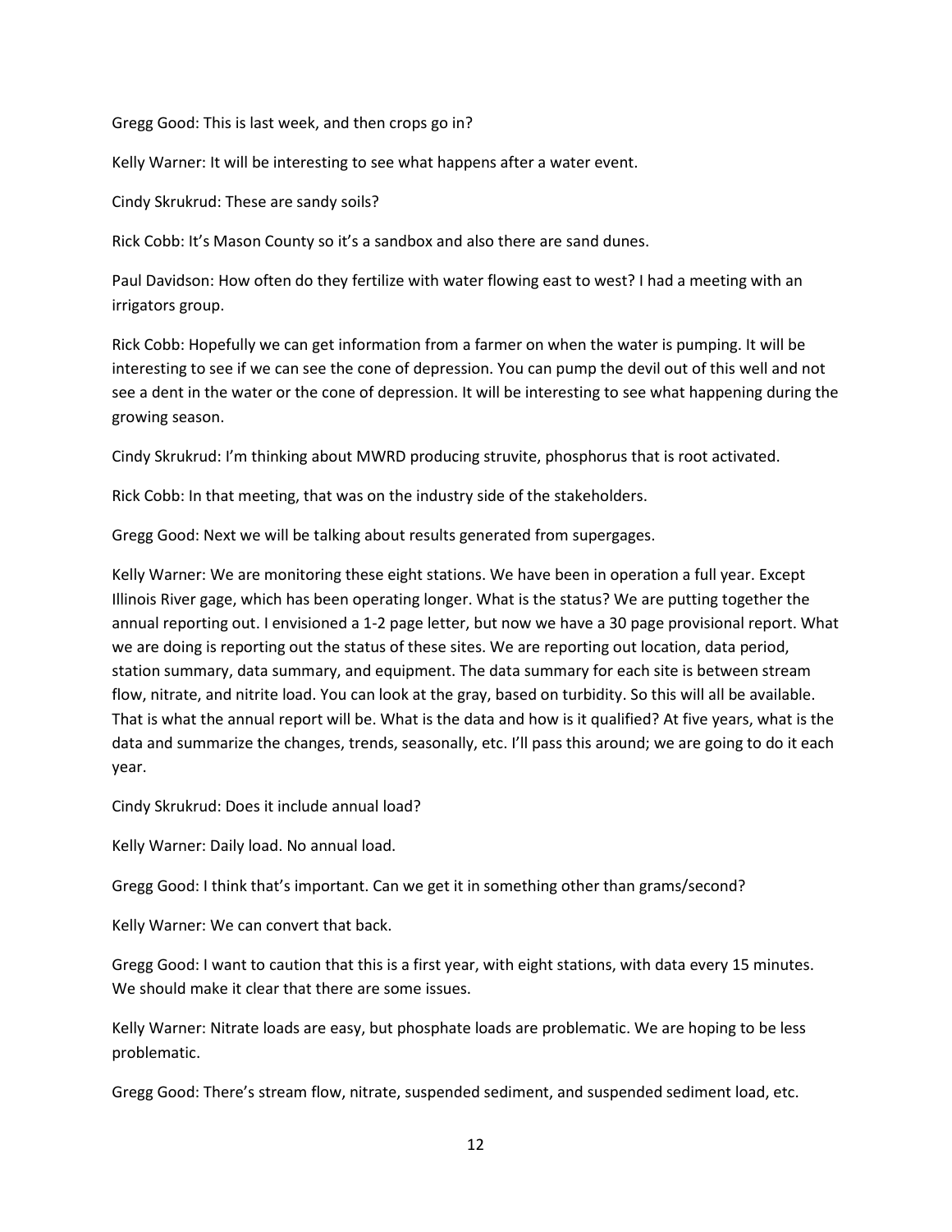Gregg Good: This is last week, and then crops go in?

Kelly Warner: It will be interesting to see what happens after a water event.

Cindy Skrukrud: These are sandy soils?

Rick Cobb: It's Mason County so it's a sandbox and also there are sand dunes.

Paul Davidson: How often do they fertilize with water flowing east to west? I had a meeting with an irrigators group.

Rick Cobb: Hopefully we can get information from a farmer on when the water is pumping. It will be interesting to see if we can see the cone of depression. You can pump the devil out of this well and not see a dent in the water or the cone of depression. It will be interesting to see what happening during the growing season.

Cindy Skrukrud: I'm thinking about MWRD producing struvite, phosphorus that is root activated.

Rick Cobb: In that meeting, that was on the industry side of the stakeholders.

Gregg Good: Next we will be talking about results generated from supergages.

Kelly Warner: We are monitoring these eight stations. We have been in operation a full year. Except Illinois River gage, which has been operating longer. What is the status? We are putting together the annual reporting out. I envisioned a 1-2 page letter, but now we have a 30 page provisional report. What we are doing is reporting out the status of these sites. We are reporting out location, data period, station summary, data summary, and equipment. The data summary for each site is between stream flow, nitrate, and nitrite load. You can look at the gray, based on turbidity. So this will all be available. That is what the annual report will be. What is the data and how is it qualified? At five years, what is the data and summarize the changes, trends, seasonally, etc. I'll pass this around; we are going to do it each year.

Cindy Skrukrud: Does it include annual load?

Kelly Warner: Daily load. No annual load.

Gregg Good: I think that's important. Can we get it in something other than grams/second?

Kelly Warner: We can convert that back.

Gregg Good: I want to caution that this is a first year, with eight stations, with data every 15 minutes. We should make it clear that there are some issues.

Kelly Warner: Nitrate loads are easy, but phosphate loads are problematic. We are hoping to be less problematic.

Gregg Good: There's stream flow, nitrate, suspended sediment, and suspended sediment load, etc.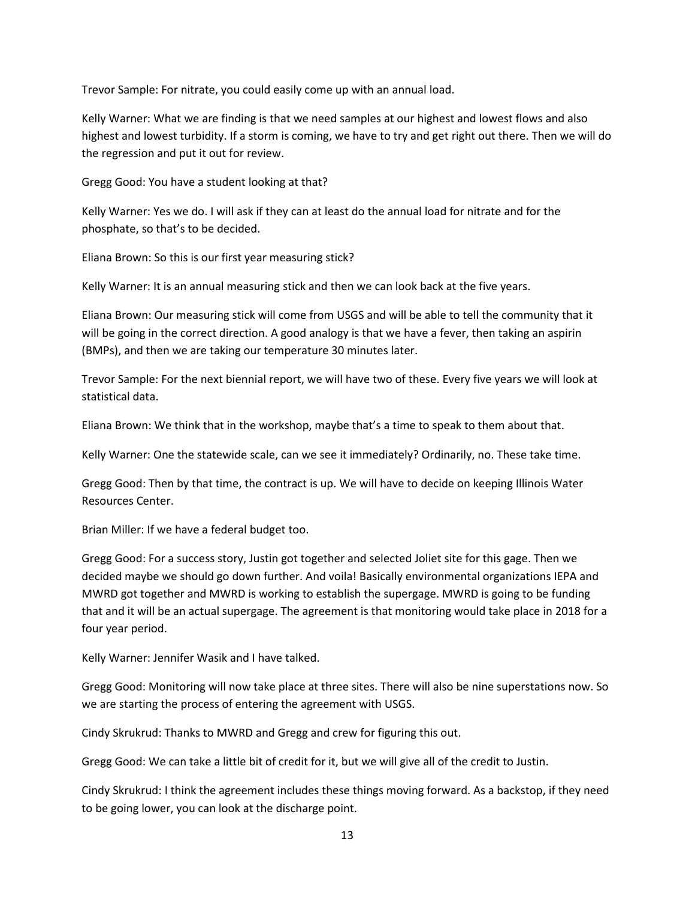Trevor Sample: For nitrate, you could easily come up with an annual load.

Kelly Warner: What we are finding is that we need samples at our highest and lowest flows and also highest and lowest turbidity. If a storm is coming, we have to try and get right out there. Then we will do the regression and put it out for review.

Gregg Good: You have a student looking at that?

Kelly Warner: Yes we do. I will ask if they can at least do the annual load for nitrate and for the phosphate, so that's to be decided.

Eliana Brown: So this is our first year measuring stick?

Kelly Warner: It is an annual measuring stick and then we can look back at the five years.

Eliana Brown: Our measuring stick will come from USGS and will be able to tell the community that it will be going in the correct direction. A good analogy is that we have a fever, then taking an aspirin (BMPs), and then we are taking our temperature 30 minutes later.

Trevor Sample: For the next biennial report, we will have two of these. Every five years we will look at statistical data.

Eliana Brown: We think that in the workshop, maybe that's a time to speak to them about that.

Kelly Warner: One the statewide scale, can we see it immediately? Ordinarily, no. These take time.

Gregg Good: Then by that time, the contract is up. We will have to decide on keeping Illinois Water Resources Center.

Brian Miller: If we have a federal budget too.

Gregg Good: For a success story, Justin got together and selected Joliet site for this gage. Then we decided maybe we should go down further. And voila! Basically environmental organizations IEPA and MWRD got together and MWRD is working to establish the supergage. MWRD is going to be funding that and it will be an actual supergage. The agreement is that monitoring would take place in 2018 for a four year period.

Kelly Warner: Jennifer Wasik and I have talked.

Gregg Good: Monitoring will now take place at three sites. There will also be nine superstations now. So we are starting the process of entering the agreement with USGS.

Cindy Skrukrud: Thanks to MWRD and Gregg and crew for figuring this out.

Gregg Good: We can take a little bit of credit for it, but we will give all of the credit to Justin.

Cindy Skrukrud: I think the agreement includes these things moving forward. As a backstop, if they need to be going lower, you can look at the discharge point.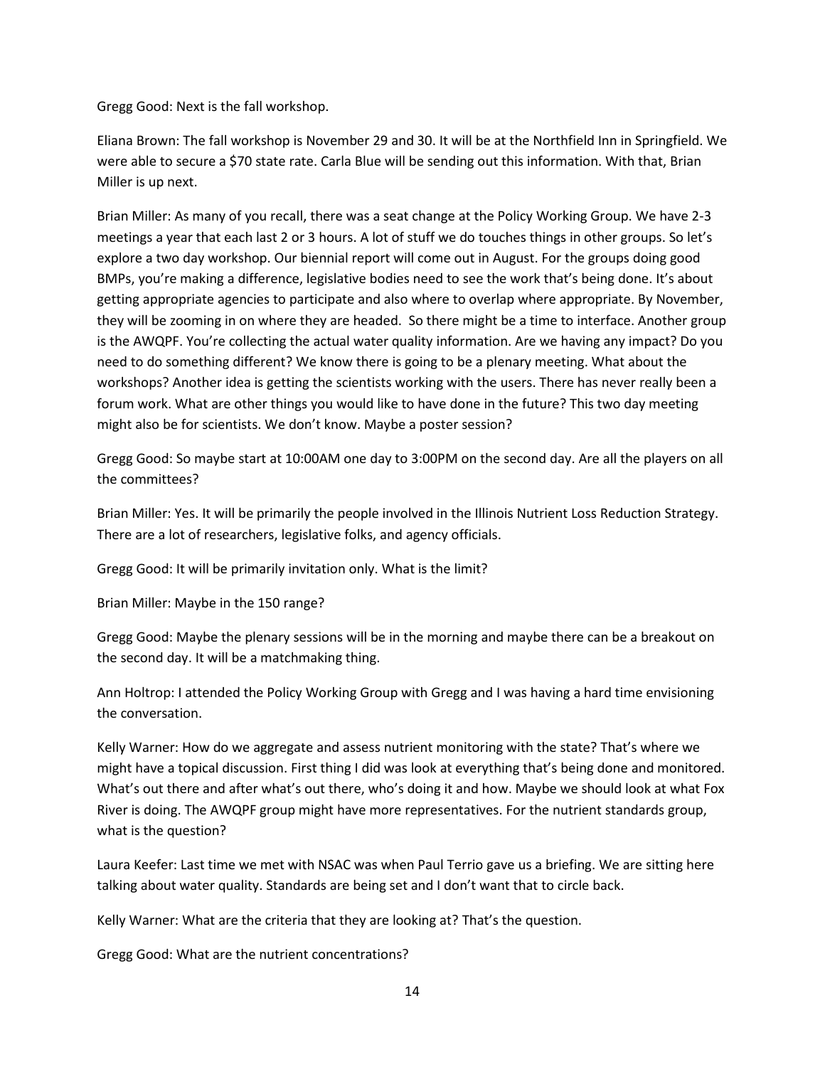Gregg Good: Next is the fall workshop.

Eliana Brown: The fall workshop is November 29 and 30. It will be at the Northfield Inn in Springfield. We were able to secure a $70 state rate. Carla Blue will be sending out this information. With that, Brian Miller is up next.

Brian Miller: As many of you recall, there was a seat change at the Policy Working Group. We have 2-3 meetings a year that each last 2 or 3 hours. A lot of stuff we do touches things in other groups. So let's explore a two day workshop. Our biennial report will come out in August. For the groups doing good BMPs, you're making a difference, legislative bodies need to see the work that's being done. It's about getting appropriate agencies to participate and also where to overlap where appropriate. By November, they will be zooming in on where they are headed. So there might be a time to interface. Another group is the AWQPF. You're collecting the actual water quality information. Are we having any impact? Do you need to do something different? We know there is going to be a plenary meeting. What about the workshops? Another idea is getting the scientists working with the users. There has never really been a forum work. What are other things you would like to have done in the future? This two day meeting might also be for scientists. We don't know. Maybe a poster session?

Gregg Good: So maybe start at 10:00AM one day to 3:00PM on the second day. Are all the players on all the committees?

Brian Miller: Yes. It will be primarily the people involved in the Illinois Nutrient Loss Reduction Strategy. There are a lot of researchers, legislative folks, and agency officials.

Gregg Good: It will be primarily invitation only. What is the limit?

Brian Miller: Maybe in the 150 range?

Gregg Good: Maybe the plenary sessions will be in the morning and maybe there can be a breakout on the second day. It will be a matchmaking thing.

Ann Holtrop: I attended the Policy Working Group with Gregg and I was having a hard time envisioning the conversation.

Kelly Warner: How do we aggregate and assess nutrient monitoring with the state? That's where we might have a topical discussion. First thing I did was look at everything that's being done and monitored. What's out there and after what's out there, who's doing it and how. Maybe we should look at what Fox River is doing. The AWQPF group might have more representatives. For the nutrient standards group, what is the question?

Laura Keefer: Last time we met with NSAC was when Paul Terrio gave us a briefing. We are sitting here talking about water quality. Standards are being set and I don't want that to circle back.

Kelly Warner: What are the criteria that they are looking at? That's the question.

Gregg Good: What are the nutrient concentrations?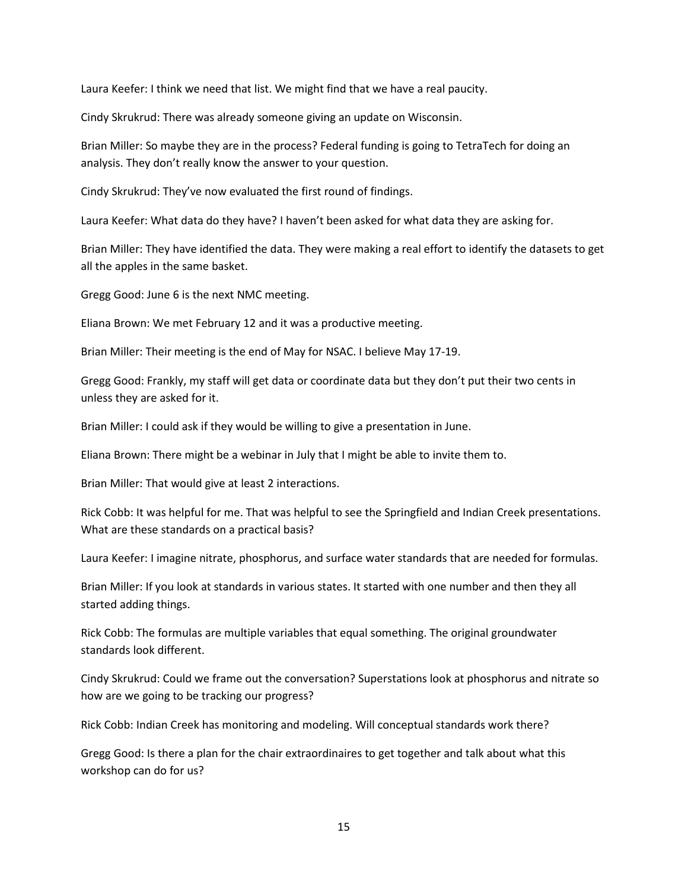Laura Keefer: I think we need that list. We might find that we have a real paucity.

Cindy Skrukrud: There was already someone giving an update on Wisconsin.

Brian Miller: So maybe they are in the process? Federal funding is going to TetraTech for doing an analysis. They don't really know the answer to your question.

Cindy Skrukrud: They've now evaluated the first round of findings.

Laura Keefer: What data do they have? I haven't been asked for what data they are asking for.

Brian Miller: They have identified the data. They were making a real effort to identify the datasets to get all the apples in the same basket.

Gregg Good: June 6 is the next NMC meeting.

Eliana Brown: We met February 12 and it was a productive meeting.

Brian Miller: Their meeting is the end of May for NSAC. I believe May 17-19.

Gregg Good: Frankly, my staff will get data or coordinate data but they don't put their two cents in unless they are asked for it.

Brian Miller: I could ask if they would be willing to give a presentation in June.

Eliana Brown: There might be a webinar in July that I might be able to invite them to.

Brian Miller: That would give at least 2 interactions.

Rick Cobb: It was helpful for me. That was helpful to see the Springfield and Indian Creek presentations. What are these standards on a practical basis?

Laura Keefer: I imagine nitrate, phosphorus, and surface water standards that are needed for formulas.

Brian Miller: If you look at standards in various states. It started with one number and then they all started adding things.

Rick Cobb: The formulas are multiple variables that equal something. The original groundwater standards look different.

Cindy Skrukrud: Could we frame out the conversation? Superstations look at phosphorus and nitrate so how are we going to be tracking our progress?

Rick Cobb: Indian Creek has monitoring and modeling. Will conceptual standards work there?

Gregg Good: Is there a plan for the chair extraordinaires to get together and talk about what this workshop can do for us?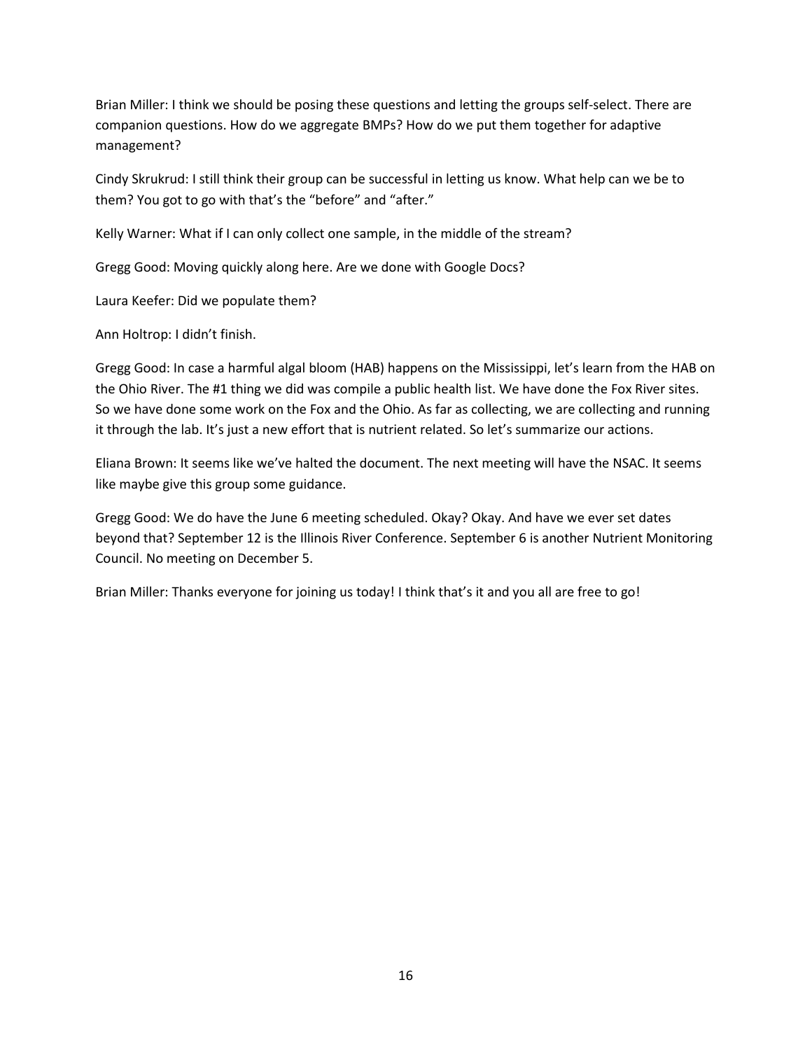Brian Miller: I think we should be posing these questions and letting the groups self-select. There are companion questions. How do we aggregate BMPs? How do we put them together for adaptive management?

Cindy Skrukrud: I still think their group can be successful in letting us know. What help can we be to them? You got to go with that's the "before" and "after."

Kelly Warner: What if I can only collect one sample, in the middle of the stream?

Gregg Good: Moving quickly along here. Are we done with Google Docs?

Laura Keefer: Did we populate them?

Ann Holtrop: I didn't finish.

Gregg Good: In case a harmful algal bloom (HAB) happens on the Mississippi, let's learn from the HAB on the Ohio River. The #1 thing we did was compile a public health list. We have done the Fox River sites. So we have done some work on the Fox and the Ohio. As far as collecting, we are collecting and running it through the lab. It's just a new effort that is nutrient related. So let's summarize our actions.

Eliana Brown: It seems like we've halted the document. The next meeting will have the NSAC. It seems like maybe give this group some guidance.

Gregg Good: We do have the June 6 meeting scheduled. Okay? Okay. And have we ever set dates beyond that? September 12 is the Illinois River Conference. September 6 is another Nutrient Monitoring Council. No meeting on December 5.

Brian Miller: Thanks everyone for joining us today! I think that's it and you all are free to go!